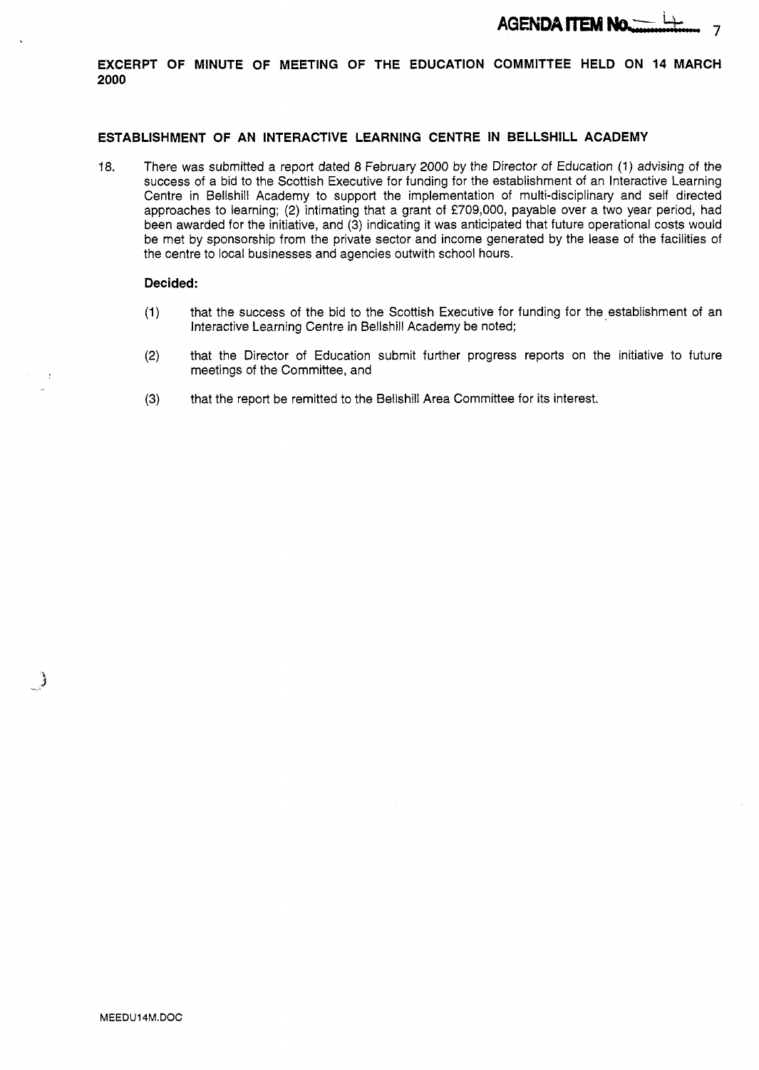**AGENDA ITEM No. 4**

**EXCERPT OF MINUTE OF MEETING OF THE EDUCATION COMMITTEE HELD ON 14 MARCH 2000**

**ESTABLISHMENT OF AN INTERACTIVE LEARNING CENTRE IN BELLSHILL ACADEMY**

18. There was submitted a report dated 8 February 2000 by the Director of Education (1) advising of the success of a bid to the Scottish Executive for funding for the establishment of an Interactive Learning Centre in Bellshill Academy to support the implementation of multi-disciplinary and self directed approaches to learning; (2) intimating that a grant of £709,000, payable over a two year period, had been awarded for the initiative, and (3) indicating it was anticipated that future operational costs would be met by sponsorship from the private sector and income generated by the lease of the facilities of the centre to local businesses and agencies outwith school hours.

**Decided:**

(1) that the success of the bid to the Scottish Executive for funding for the establishment of an Interactive Learning Centre in Bellshill Academy be noted;

(2) that the Director of Education submit further progress reports on the initiative to future meetings of the Committee, and

(3) that the report be remitted to the Bellshill Area Committee for its interest.

MEEDU14M.DOC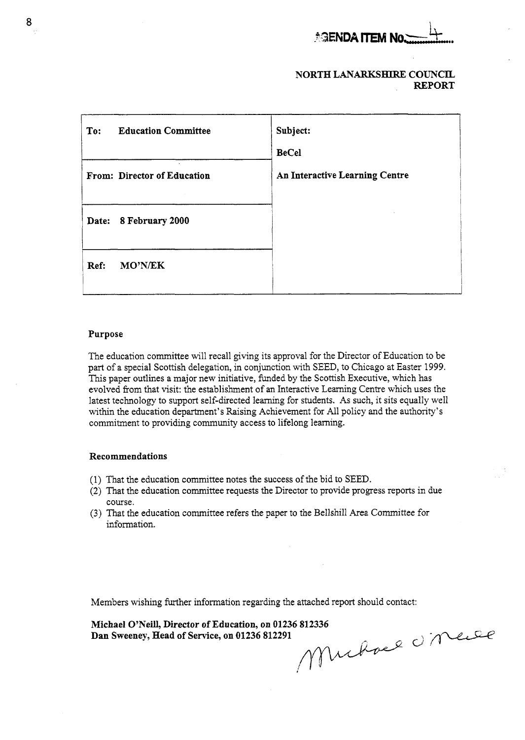AGENDA ITEM No. 4

**NORTH LANARKSHIRE COUNCIL**
**REPORT**

| To: Education Committee | Subject: |
|---|---|
| | BeCel |
| From: Director of Education | An Interactive Learning Centre |
| Date: 8 February 2000 | |
| Ref: MO'N/EK | |

### Purpose

The education committee will recall giving its approval for the Director of Education to be part of a special Scottish delegation, in conjunction with SEED, to Chicago at Easter 1999. This paper outlines a major new initiative, funded by the Scottish Executive, which has evolved from that visit: the establishment of an Interactive Learning Centre which uses the latest technology to support self-directed learning for students. As such, it sits equally well within the education department's Raising Achievement for All policy and the authority's commitment to providing community access to lifelong learning.

### Recommendations

(1) That the education committee notes the success of the bid to SEED.
(2) That the education committee requests the Director to provide progress reports in due course.
(3) That the education committee refers the paper to the Bellshill Area Committee for information.

Members wishing further information regarding the attached report should contact:

**Michael O'Neill, Director of Education, on 01236 812336**
**Dan Sweeney, Head of Service, on 01236 812291**

Michael O'Neill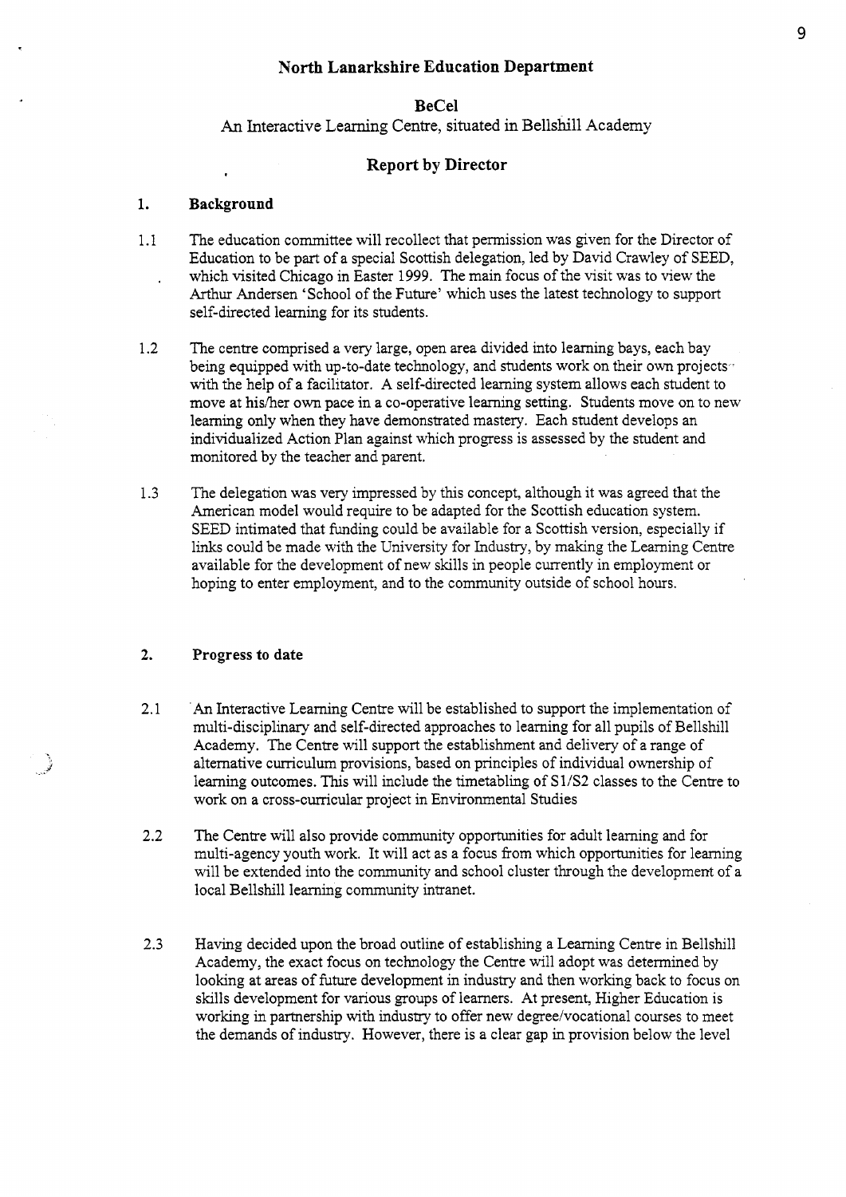## North Lanarkshire Education Department

### BeCel

An Interactive Learning Centre, situated in Bellshill Academy

### Report by Director

#### 1. Background

1.1 The education committee will recollect that permission was given for the Director of Education to be part of a special Scottish delegation, led by David Crawley of SEED, which visited Chicago in Easter 1999. The main focus of the visit was to view the Arthur Andersen 'School of the Future' which uses the latest technology to support self-directed learning for its students.

1.2 The centre comprised a very large, open area divided into learning bays, each bay being equipped with up-to-date technology, and students work on their own projects with the help of a facilitator. A self-directed learning system allows each student to move at his/her own pace in a co-operative learning setting. Students move on to new learning only when they have demonstrated mastery. Each student develops an individualized Action Plan against which progress is assessed by the student and monitored by the teacher and parent.

1.3 The delegation was very impressed by this concept, although it was agreed that the American model would require to be adapted for the Scottish education system. SEED intimated that funding could be available for a Scottish version, especially if links could be made with the University for Industry, by making the Learning Centre available for the development of new skills in people currently in employment or hoping to enter employment, and to the community outside of school hours.

#### 2. Progress to date

2.1 An Interactive Learning Centre will be established to support the implementation of multi-disciplinary and self-directed approaches to learning for all pupils of Bellshill Academy. The Centre will support the establishment and delivery of a range of alternative curriculum provisions, based on principles of individual ownership of learning outcomes. This will include the timetabling of S1/S2 classes to the Centre to work on a cross-curricular project in Environmental Studies

2.2 The Centre will also provide community opportunities for adult learning and for multi-agency youth work. It will act as a focus from which opportunities for learning will be extended into the community and school cluster through the development of a local Bellshill learning community intranet.

2.3 Having decided upon the broad outline of establishing a Learning Centre in Bellshill Academy, the exact focus on technology the Centre will adopt was determined by looking at areas of future development in industry and then working back to focus on skills development for various groups of learners. At present, Higher Education is working in partnership with industry to offer new degree/vocational courses to meet the demands of industry. However, there is a clear gap in provision below the level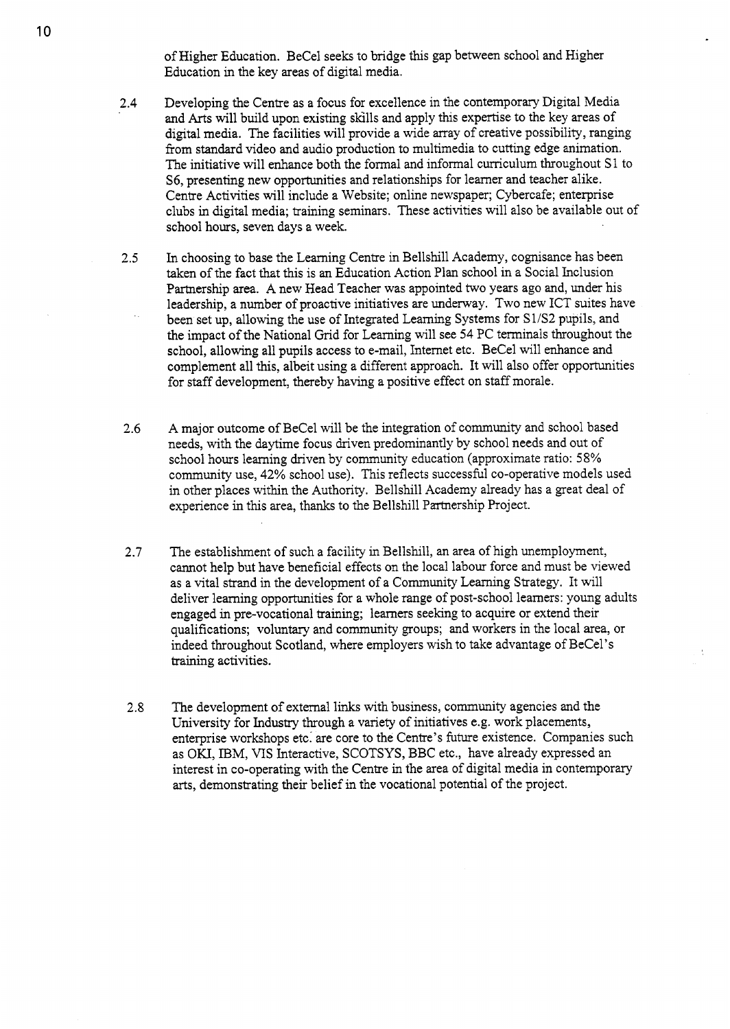of Higher Education. BeCel seeks to bridge this gap between school and Higher Education in the key areas of digital media.

2.4 Developing the Centre as a focus for excellence in the contemporary Digital Media and Arts will build upon existing skills and apply this expertise to the key areas of digital media. The facilities will provide a wide array of creative possibility, ranging from standard video and audio production to multimedia to cutting edge animation. The initiative will enhance both the formal and informal curriculum throughout S1 to S6, presenting new opportunities and relationships for learner and teacher alike. Centre Activities will include a Website; online newspaper; Cybercafe; enterprise clubs in digital media; training seminars. These activities will also be available out of school hours, seven days a week.

2.5 In choosing to base the Learning Centre in Bellshill Academy, cognisance has been taken of the fact that this is an Education Action Plan school in a Social Inclusion Partnership area. A new Head Teacher was appointed two years ago and, under his leadership, a number of proactive initiatives are underway. Two new ICT suites have been set up, allowing the use of Integrated Learning Systems for S1/S2 pupils, and the impact of the National Grid for Learning will see 54 PC terminals throughout the school, allowing all pupils access to e-mail, Internet etc. BeCel will enhance and complement all this, albeit using a different approach. It will also offer opportunities for staff development, thereby having a positive effect on staff morale.

2.6 A major outcome of BeCel will be the integration of community and school based needs, with the daytime focus driven predominantly by school needs and out of school hours learning driven by community education (approximate ratio: 58% community use, 42% school use). This reflects successful co-operative models used in other places within the Authority. Bellshill Academy already has a great deal of experience in this area, thanks to the Bellshill Partnership Project.

2.7 The establishment of such a facility in Bellshill, an area of high unemployment, cannot help but have beneficial effects on the local labour force and must be viewed as a vital strand in the development of a Community Learning Strategy. It will deliver learning opportunities for a whole range of post-school learners: young adults engaged in pre-vocational training; learners seeking to acquire or extend their qualifications; voluntary and community groups; and workers in the local area, or indeed throughout Scotland, where employers wish to take advantage of BeCel's training activities.

2.8 The development of external links with business, community agencies and the University for Industry through a variety of initiatives e.g. work placements, enterprise workshops etc. are core to the Centre's future existence. Companies such as OKI, IBM, VIS Interactive, SCOTSYS, BBC etc., have already expressed an interest in co-operating with the Centre in the area of digital media in contemporary arts, demonstrating their belief in the vocational potential of the project.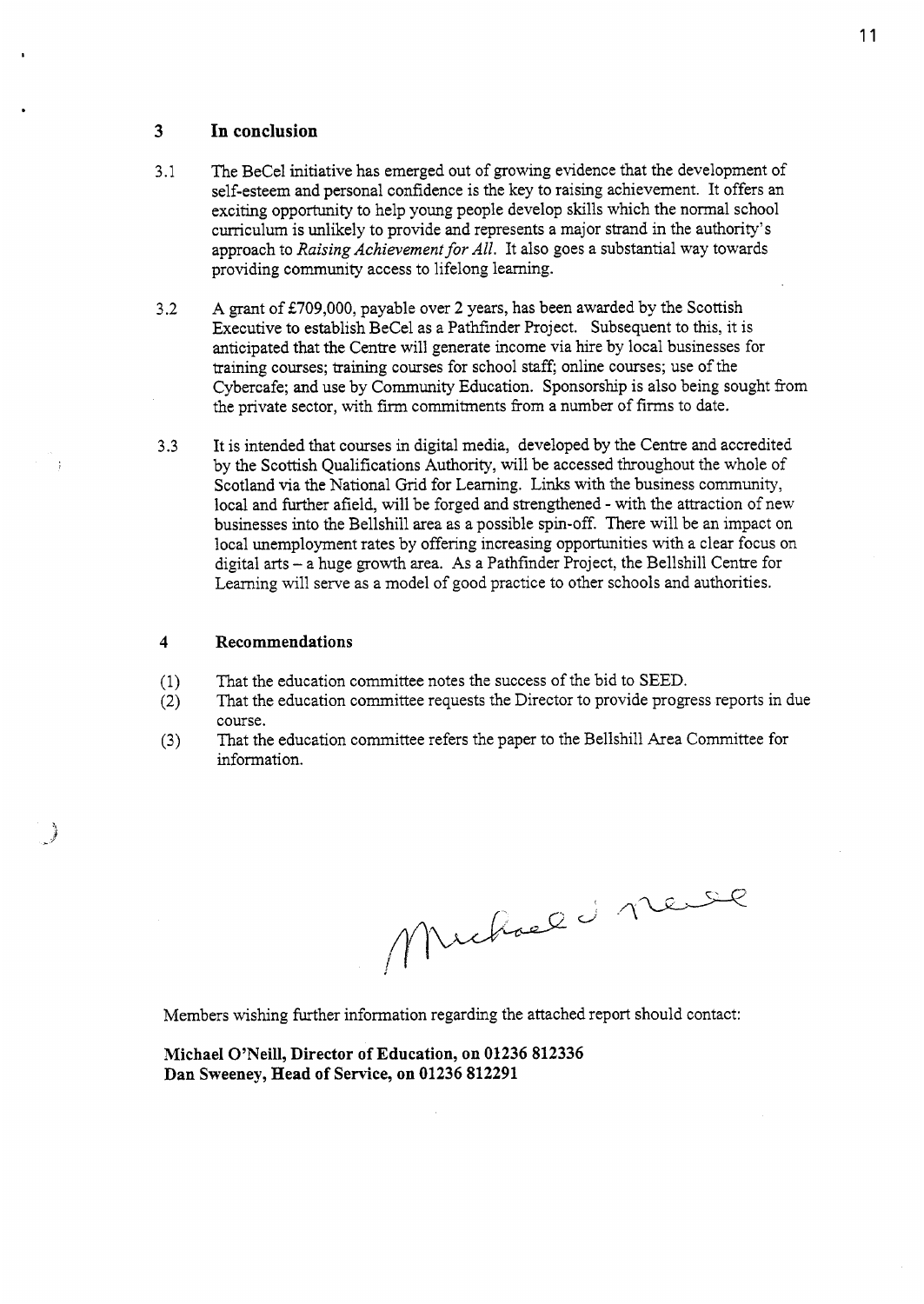## 3 In conclusion

3.1 The BeCel initiative has emerged out of growing evidence that the development of self-esteem and personal confidence is the key to raising achievement. It offers an exciting opportunity to help young people develop skills which the normal school curriculum is unlikely to provide and represents a major strand in the authority's approach to *Raising Achievement for All*. It also goes a substantial way towards providing community access to lifelong learning.

3.2 A grant of £709,000, payable over 2 years, has been awarded by the Scottish Executive to establish BeCel as a Pathfinder Project. Subsequent to this, it is anticipated that the Centre will generate income via hire by local businesses for training courses; training courses for school staff; online courses; use of the Cybercafe; and use by Community Education. Sponsorship is also being sought from the private sector, with firm commitments from a number of firms to date.

3.3 It is intended that courses in digital media, developed by the Centre and accredited by the Scottish Qualifications Authority, will be accessed throughout the whole of Scotland via the National Grid for Learning. Links with the business community, local and further afield, will be forged and strengthened - with the attraction of new businesses into the Bellshill area as a possible spin-off. There will be an impact on local unemployment rates by offering increasing opportunities with a clear focus on digital arts – a huge growth area. As a Pathfinder Project, the Bellshill Centre for Learning will serve as a model of good practice to other schools and authorities.

## 4 Recommendations

(1) That the education committee notes the success of the bid to SEED.

(2) That the education committee requests the Director to provide progress reports in due course.

(3) That the education committee refers the paper to the Bellshill Area Committee for information.

Michael J Neill

Members wishing further information regarding the attached report should contact:

**Michael O'Neill, Director of Education, on 01236 812336**
**Dan Sweeney, Head of Service, on 01236 812291**